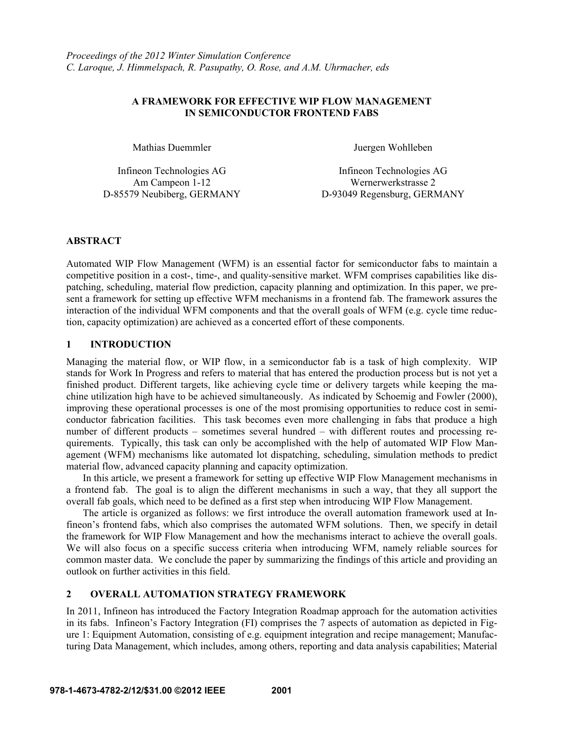*Proceedings of the 2012 Winter Simulation Conference*
*C. Laroque, J. Himmelspach, R. Pasupathy, O. Rose, and A.M. Uhrmacher, eds*

# A FRAMEWORK FOR EFFECTIVE WIP FLOW MANAGEMENT IN SEMICONDUCTOR FRONTEND FABS

Mathias Duemmler

Infineon Technologies AG
Am Campeon 1-12
D-85579 Neubiberg, GERMANY

Juergen Wohlleben

Infineon Technologies AG
Wernerwerkstrasse 2
D-93049 Regensburg, GERMANY

## ABSTRACT

Automated WIP Flow Management (WFM) is an essential factor for semiconductor fabs to maintain a competitive position in a cost-, time-, and quality-sensitive market. WFM comprises capabilities like dispatching, scheduling, material flow prediction, capacity planning and optimization. In this paper, we present a framework for setting up effective WFM mechanisms in a frontend fab. The framework assures the interaction of the individual WFM components and that the overall goals of WFM (e.g. cycle time reduction, capacity optimization) are achieved as a concerted effort of these components.

## 1 INTRODUCTION

Managing the material flow, or WIP flow, in a semiconductor fab is a task of high complexity. WIP stands for Work In Progress and refers to material that has entered the production process but is not yet a finished product. Different targets, like achieving cycle time or delivery targets while keeping the machine utilization high have to be achieved simultaneously. As indicated by Schoemig and Fowler (2000), improving these operational processes is one of the most promising opportunities to reduce cost in semiconductor fabrication facilities. This task becomes even more challenging in fabs that produce a high number of different products – sometimes several hundred – with different routes and processing requirements. Typically, this task can only be accomplished with the help of automated WIP Flow Management (WFM) mechanisms like automated lot dispatching, scheduling, simulation methods to predict material flow, advanced capacity planning and capacity optimization.

In this article, we present a framework for setting up effective WIP Flow Management mechanisms in a frontend fab. The goal is to align the different mechanisms in such a way, that they all support the overall fab goals, which need to be defined as a first step when introducing WIP Flow Management.

The article is organized as follows: we first introduce the overall automation framework used at Infineon's frontend fabs, which also comprises the automated WFM solutions. Then, we specify in detail the framework for WIP Flow Management and how the mechanisms interact to achieve the overall goals. We will also focus on a specific success criteria when introducing WFM, namely reliable sources for common master data. We conclude the paper by summarizing the findings of this article and providing an outlook on further activities in this field.

## 2 OVERALL AUTOMATION STRATEGY FRAMEWORK

In 2011, Infineon has introduced the Factory Integration Roadmap approach for the automation activities in its fabs. Infineon's Factory Integration (FI) comprises the 7 aspects of automation as depicted in Figure 1: Equipment Automation, consisting of e.g. equipment integration and recipe management; Manufacturing Data Management, which includes, among others, reporting and data analysis capabilities; Material

978-1-4673-4782-2/12/$31.00 ©2012 IEEE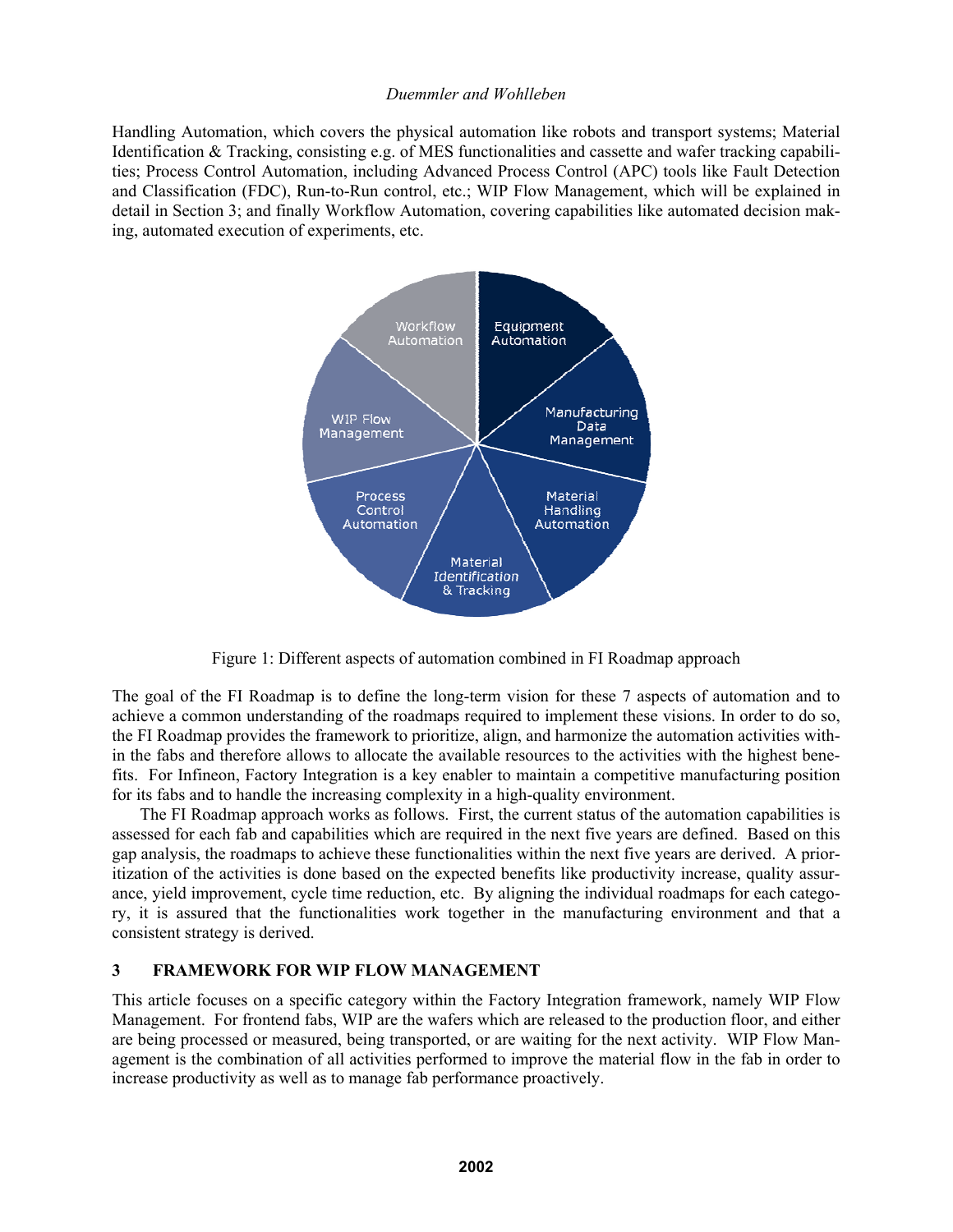Handling Automation, which covers the physical automation like robots and transport systems; Material Identification & Tracking, consisting e.g. of MES functionalities and cassette and wafer tracking capabilities; Process Control Automation, including Advanced Process Control (APC) tools like Fault Detection and Classification (FDC), Run-to-Run control, etc.; WIP Flow Management, which will be explained in detail in Section 3; and finally Workflow Automation, covering capabilities like automated decision making, automated execution of experiments, etc.

Figure 1: Different aspects of automation combined in FI Roadmap approach

The goal of the FI Roadmap is to define the long-term vision for these 7 aspects of automation and to achieve a common understanding of the roadmaps required to implement these visions. In order to do so, the FI Roadmap provides the framework to prioritize, align, and harmonize the automation activities within the fabs and therefore allows to allocate the available resources to the activities with the highest benefits. For Infineon, Factory Integration is a key enabler to maintain a competitive manufacturing position for its fabs and to handle the increasing complexity in a high-quality environment.

The FI Roadmap approach works as follows. First, the current status of the automation capabilities is assessed for each fab and capabilities which are required in the next five years are defined. Based on this gap analysis, the roadmaps to achieve these functionalities within the next five years are derived. A prioritization of the activities is done based on the expected benefits like productivity increase, quality assurance, yield improvement, cycle time reduction, etc. By aligning the individual roadmaps for each category, it is assured that the functionalities work together in the manufacturing environment and that a consistent strategy is derived.

## 3 FRAMEWORK FOR WIP FLOW MANAGEMENT

This article focuses on a specific category within the Factory Integration framework, namely WIP Flow Management. For frontend fabs, WIP are the wafers which are released to the production floor, and either are being processed or measured, being transported, or are waiting for the next activity. WIP Flow Management is the combination of all activities performed to improve the material flow in the fab in order to increase productivity as well as to manage fab performance proactively.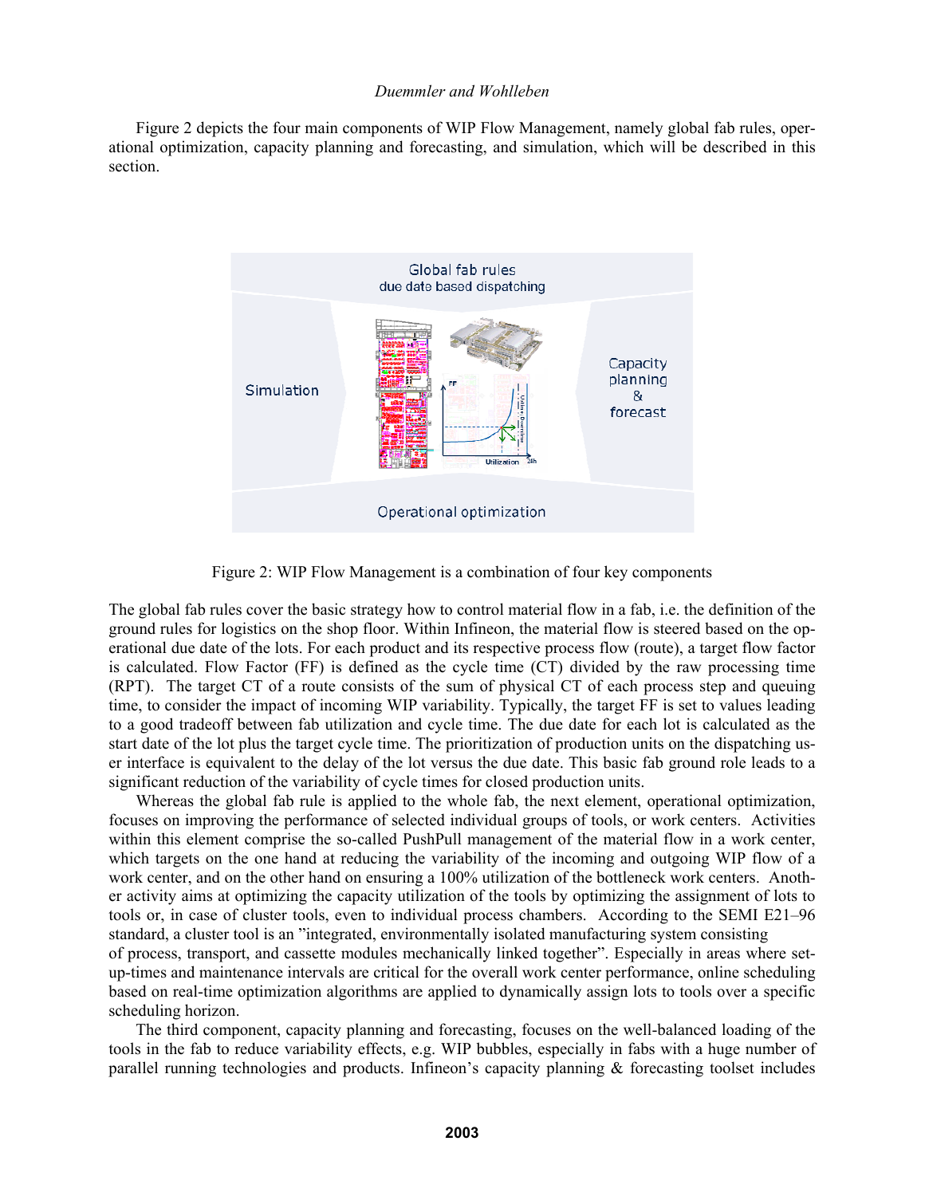Figure 2 depicts the four main components of WIP Flow Management, namely global fab rules, operational optimization, capacity planning and forecasting, and simulation, which will be described in this section.

Global fab rules
due date based dispatching

Simulation

Capacity planning & forecast

FF

Utilization

24h

Operational optimization

Figure 2: WIP Flow Management is a combination of four key components

The global fab rules cover the basic strategy how to control material flow in a fab, i.e. the definition of the ground rules for logistics on the shop floor. Within Infineon, the material flow is steered based on the operational due date of the lots. For each product and its respective process flow (route), a target flow factor is calculated. Flow Factor (FF) is defined as the cycle time (CT) divided by the raw processing time (RPT). The target CT of a route consists of the sum of physical CT of each process step and queuing time, to consider the impact of incoming WIP variability. Typically, the target FF is set to values leading to a good tradeoff between fab utilization and cycle time. The due date for each lot is calculated as the start date of the lot plus the target cycle time. The prioritization of production units on the dispatching user interface is equivalent to the delay of the lot versus the due date. This basic fab ground role leads to a significant reduction of the variability of cycle times for closed production units.

Whereas the global fab rule is applied to the whole fab, the next element, operational optimization, focuses on improving the performance of selected individual groups of tools, or work centers. Activities within this element comprise the so-called PushPull management of the material flow in a work center, which targets on the one hand at reducing the variability of the incoming and outgoing WIP flow of a work center, and on the other hand on ensuring a 100% utilization of the bottleneck work centers. Another activity aims at optimizing the capacity utilization of the tools by optimizing the assignment of lots to tools or, in case of cluster tools, even to individual process chambers. According to the SEMI E21–96 standard, a cluster tool is an "integrated, environmentally isolated manufacturing system consisting of process, transport, and cassette modules mechanically linked together". Especially in areas where setup-times and maintenance intervals are critical for the overall work center performance, online scheduling based on real-time optimization algorithms are applied to dynamically assign lots to tools over a specific scheduling horizon.

The third component, capacity planning and forecasting, focuses on the well-balanced loading of the tools in the fab to reduce variability effects, e.g. WIP bubbles, especially in fabs with a huge number of parallel running technologies and products. Infineon's capacity planning & forecasting toolset includes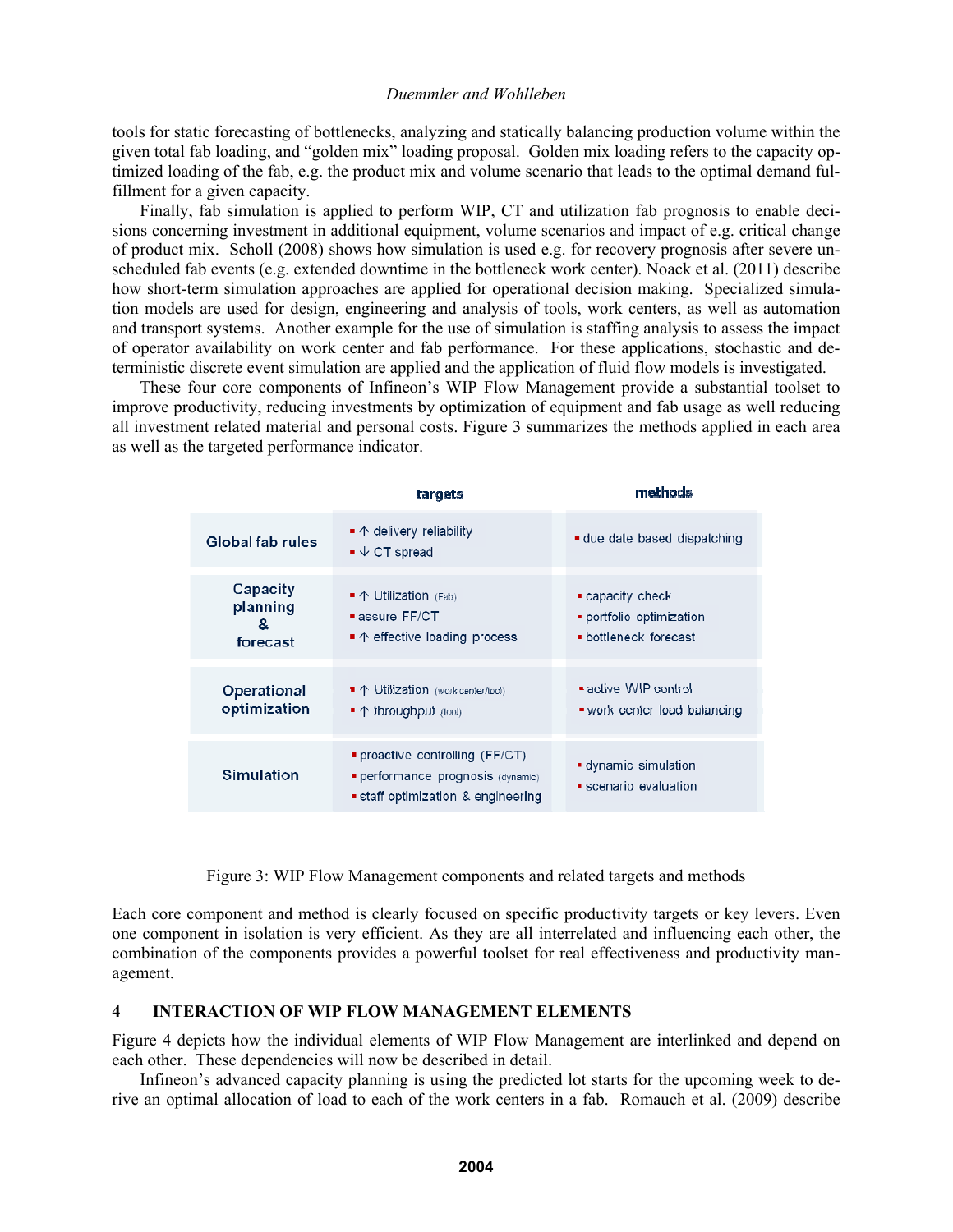tools for static forecasting of bottlenecks, analyzing and statically balancing production volume within the given total fab loading, and "golden mix" loading proposal. Golden mix loading refers to the capacity optimized loading of the fab, e.g. the product mix and volume scenario that leads to the optimal demand fulfillment for a given capacity.

Finally, fab simulation is applied to perform WIP, CT and utilization fab prognosis to enable decisions concerning investment in additional equipment, volume scenarios and impact of e.g. critical change of product mix. Scholl (2008) shows how simulation is used e.g. for recovery prognosis after severe unscheduled fab events (e.g. extended downtime in the bottleneck work center). Noack et al. (2011) describe how short-term simulation approaches are applied for operational decision making. Specialized simulation models are used for design, engineering and analysis of tools, work centers, as well as automation and transport systems. Another example for the use of simulation is staffing analysis to assess the impact of operator availability on work center and fab performance. For these applications, stochastic and deterministic discrete event simulation are applied and the application of fluid flow models is investigated.

These four core components of Infineon's WIP Flow Management provide a substantial toolset to improve productivity, reducing investments by optimization of equipment and fab usage as well reducing all investment related material and personal costs. Figure 3 summarizes the methods applied in each area as well as the targeted performance indicator.

| | targets | methods |
|---|---|---|
| Global fab rules | ▪ ↑ delivery reliability<br>▪ ↓ CT spread | ▪ due date based dispatching |
| Capacity planning & forecast | ▪ ↑ Utilization (Fab)<br>▪ assure FF/CT<br>▪ ↑ effective loading process | ▪ capacity check<br>▪ portfolio optimization<br>▪ bottleneck forecast |
| Operational optimization | ▪ ↑ Utilization (work center/tool)<br>▪ ↑ throughput (tool) | ▪ active WIP control<br>▪ work center load balancing |
| Simulation | ▪ proactive controlling (FF/CT)<br>▪ performance prognosis (dynamic)<br>▪ staff optimization & engineering | ▪ dynamic simulation<br>▪ scenario evaluation |

Figure 3: WIP Flow Management components and related targets and methods

Each core component and method is clearly focused on specific productivity targets or key levers. Even one component in isolation is very efficient. As they are all interrelated and influencing each other, the combination of the components provides a powerful toolset for real effectiveness and productivity management.

## 4 INTERACTION OF WIP FLOW MANAGEMENT ELEMENTS

Figure 4 depicts how the individual elements of WIP Flow Management are interlinked and depend on each other. These dependencies will now be described in detail.

Infineon's advanced capacity planning is using the predicted lot starts for the upcoming week to derive an optimal allocation of load to each of the work centers in a fab. Romauch et al. (2009) describe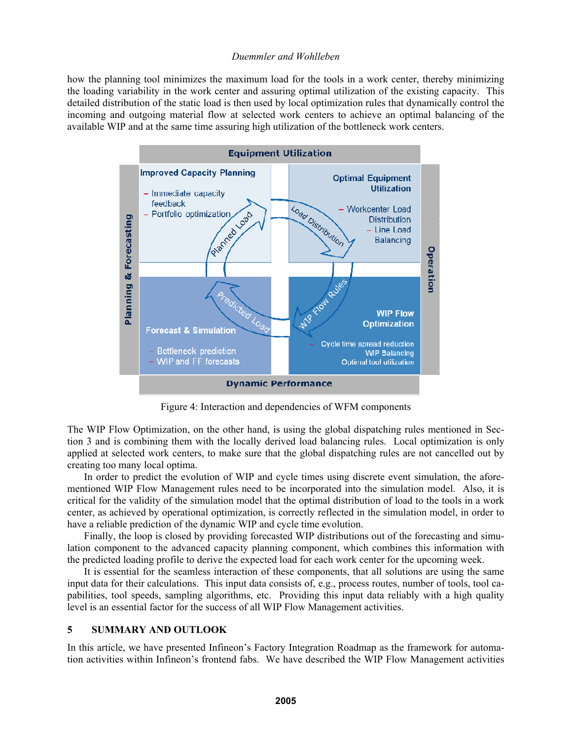how the planning tool minimizes the maximum load for the tools in a work center, thereby minimizing the loading variability in the work center and assuring optimal utilization of the existing capacity. This detailed distribution of the static load is then used by local optimization rules that dynamically control the incoming and outgoing material flow at selected work centers to achieve an optimal balancing of the available WIP and at the same time assuring high utilization of the bottleneck work centers.

Figure 4: Interaction and dependencies of WFM components

The WIP Flow Optimization, on the other hand, is using the global dispatching rules mentioned in Section 3 and is combining them with the locally derived load balancing rules. Local optimization is only applied at selected work centers, to make sure that the global dispatching rules are not cancelled out by creating too many local optima.

In order to predict the evolution of WIP and cycle times using discrete event simulation, the aforementioned WIP Flow Management rules need to be incorporated into the simulation model. Also, it is critical for the validity of the simulation model that the optimal distribution of load to the tools in a work center, as achieved by operational optimization, is correctly reflected in the simulation model, in order to have a reliable prediction of the dynamic WIP and cycle time evolution.

Finally, the loop is closed by providing forecasted WIP distributions out of the forecasting and simulation component to the advanced capacity planning component, which combines this information with the predicted loading profile to derive the expected load for each work center for the upcoming week.

It is essential for the seamless interaction of these components, that all solutions are using the same input data for their calculations. This input data consists of, e.g., process routes, number of tools, tool capabilities, tool speeds, sampling algorithms, etc. Providing this input data reliably with a high quality level is an essential factor for the success of all WIP Flow Management activities.

## 5 SUMMARY AND OUTLOOK

In this article, we have presented Infineon's Factory Integration Roadmap as the framework for automation activities within Infineon's frontend fabs. We have described the WIP Flow Management activities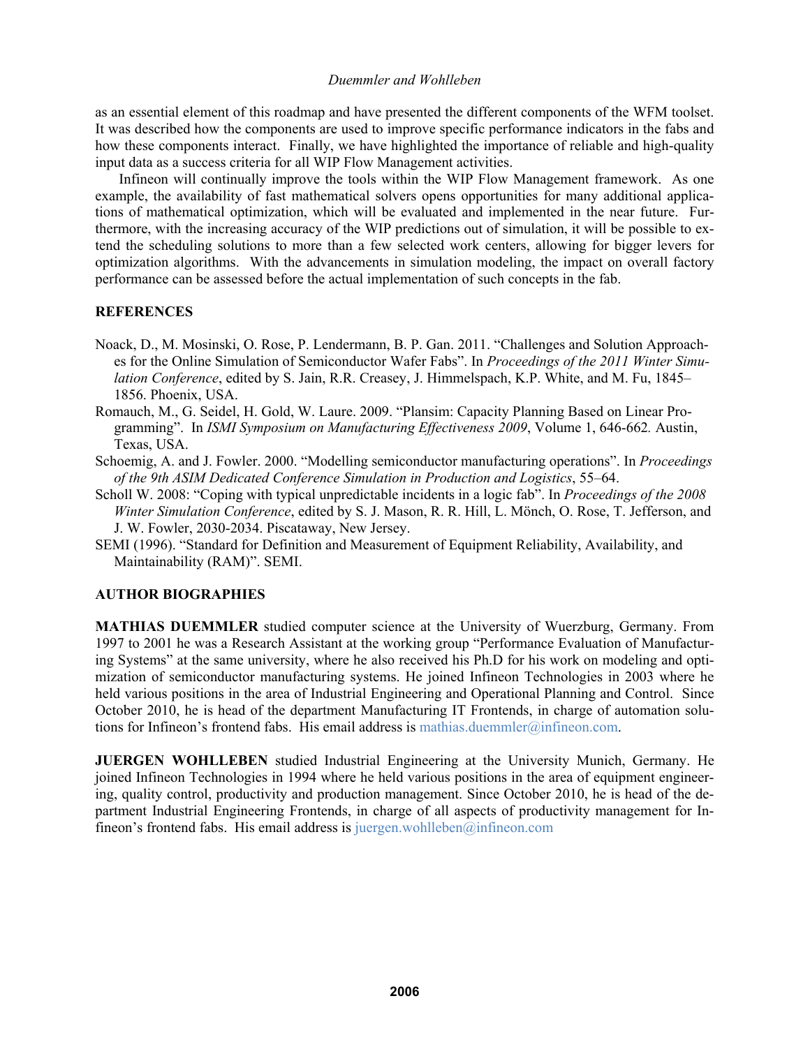as an essential element of this roadmap and have presented the different components of the WFM toolset. It was described how the components are used to improve specific performance indicators in the fabs and how these components interact. Finally, we have highlighted the importance of reliable and high-quality input data as a success criteria for all WIP Flow Management activities.

Infineon will continually improve the tools within the WIP Flow Management framework. As one example, the availability of fast mathematical solvers opens opportunities for many additional applications of mathematical optimization, which will be evaluated and implemented in the near future. Furthermore, with the increasing accuracy of the WIP predictions out of simulation, it will be possible to extend the scheduling solutions to more than a few selected work centers, allowing for bigger levers for optimization algorithms. With the advancements in simulation modeling, the impact on overall factory performance can be assessed before the actual implementation of such concepts in the fab.

## REFERENCES

Noack, D., M. Mosinski, O. Rose, P. Lendermann, B. P. Gan. 2011. "Challenges and Solution Approaches for the Online Simulation of Semiconductor Wafer Fabs". In *Proceedings of the 2011 Winter Simulation Conference*, edited by S. Jain, R.R. Creasey, J. Himmelspach, K.P. White, and M. Fu, 1845–1856. Phoenix, USA.

Romauch, M., G. Seidel, H. Gold, W. Laure. 2009. "Plansim: Capacity Planning Based on Linear Programming". In *ISMI Symposium on Manufacturing Effectiveness 2009*, Volume 1, 646-662. Austin, Texas, USA.

Schoemig, A. and J. Fowler. 2000. "Modelling semiconductor manufacturing operations". In *Proceedings of the 9th ASIM Dedicated Conference Simulation in Production and Logistics*, 55–64.

Scholl W. 2008: "Coping with typical unpredictable incidents in a logic fab". In *Proceedings of the 2008 Winter Simulation Conference*, edited by S. J. Mason, R. R. Hill, L. Mönch, O. Rose, T. Jefferson, and J. W. Fowler, 2030-2034. Piscataway, New Jersey.

SEMI (1996). "Standard for Definition and Measurement of Equipment Reliability, Availability, and Maintainability (RAM)". SEMI.

## AUTHOR BIOGRAPHIES

**MATHIAS DUEMMLER** studied computer science at the University of Wuerzburg, Germany. From 1997 to 2001 he was a Research Assistant at the working group "Performance Evaluation of Manufacturing Systems" at the same university, where he also received his Ph.D for his work on modeling and optimization of semiconductor manufacturing systems. He joined Infineon Technologies in 2003 where he held various positions in the area of Industrial Engineering and Operational Planning and Control. Since October 2010, he is head of the department Manufacturing IT Frontends, in charge of automation solutions for Infineon's frontend fabs. His email address is mathias.duemmler@infineon.com.

**JUERGEN WOHLLEBEN** studied Industrial Engineering at the University Munich, Germany. He joined Infineon Technologies in 1994 where he held various positions in the area of equipment engineering, quality control, productivity and production management. Since October 2010, he is head of the department Industrial Engineering Frontends, in charge of all aspects of productivity management for Infineon's frontend fabs. His email address is juergen.wohlleben@infineon.com